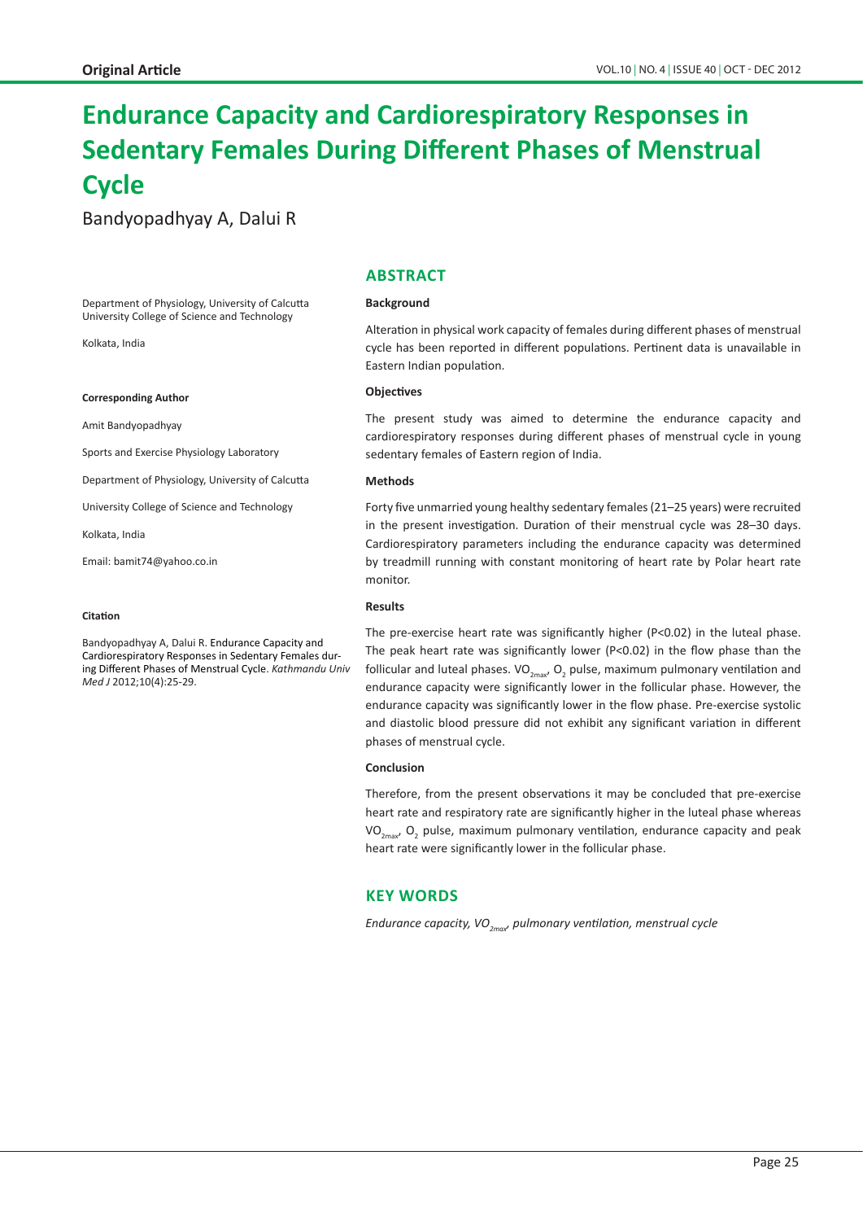**Original Article**

# Endurance Capacity and Cardiorespiratory Responses in Sedentary Females During Different Phases of Menstrual Cycle

Bandyopadhyay A, Dalui R

Department of Physiology, University of Calcutta
University College of Science and Technology

Kolkata, India

**Corresponding Author**

Amit Bandyopadhyay

Sports and Exercise Physiology Laboratory

Department of Physiology, University of Calcutta

University College of Science and Technology

Kolkata, India

Email: bamit74@yahoo.co.in

**Citation**

Bandyopadhyay A, Dalui R. Endurance Capacity and Cardiorespiratory Responses in Sedentary Females during Different Phases of Menstrual Cycle. *Kathmandu Univ Med J* 2012;10(4):25-29.

## ABSTRACT

**Background**

Alteration in physical work capacity of females during different phases of menstrual cycle has been reported in different populations. Pertinent data is unavailable in Eastern Indian population.

**Objectives**

The present study was aimed to determine the endurance capacity and cardiorespiratory responses during different phases of menstrual cycle in young sedentary females of Eastern region of India.

**Methods**

Forty five unmarried young healthy sedentary females (21–25 years) were recruited in the present investigation. Duration of their menstrual cycle was 28–30 days. Cardiorespiratory parameters including the endurance capacity was determined by treadmill running with constant monitoring of heart rate by Polar heart rate monitor.

**Results**

The pre-exercise heart rate was significantly higher (P<0.02) in the luteal phase. The peak heart rate was significantly lower (P<0.02) in the flow phase than the follicular and luteal phases. $VO_{2max}$, $O_2$ pulse, maximum pulmonary ventilation and endurance capacity were significantly lower in the follicular phase. However, the endurance capacity was significantly lower in the flow phase. Pre-exercise systolic and diastolic blood pressure did not exhibit any significant variation in different phases of menstrual cycle.

**Conclusion**

Therefore, from the present observations it may be concluded that pre-exercise heart rate and respiratory rate are significantly higher in the luteal phase whereas $VO_{2max}$, $O_2$ pulse, maximum pulmonary ventilation, endurance capacity and peak heart rate were significantly lower in the follicular phase.

## KEY WORDS

*Endurance capacity, $VO_{2max}$, pulmonary ventilation, menstrual cycle*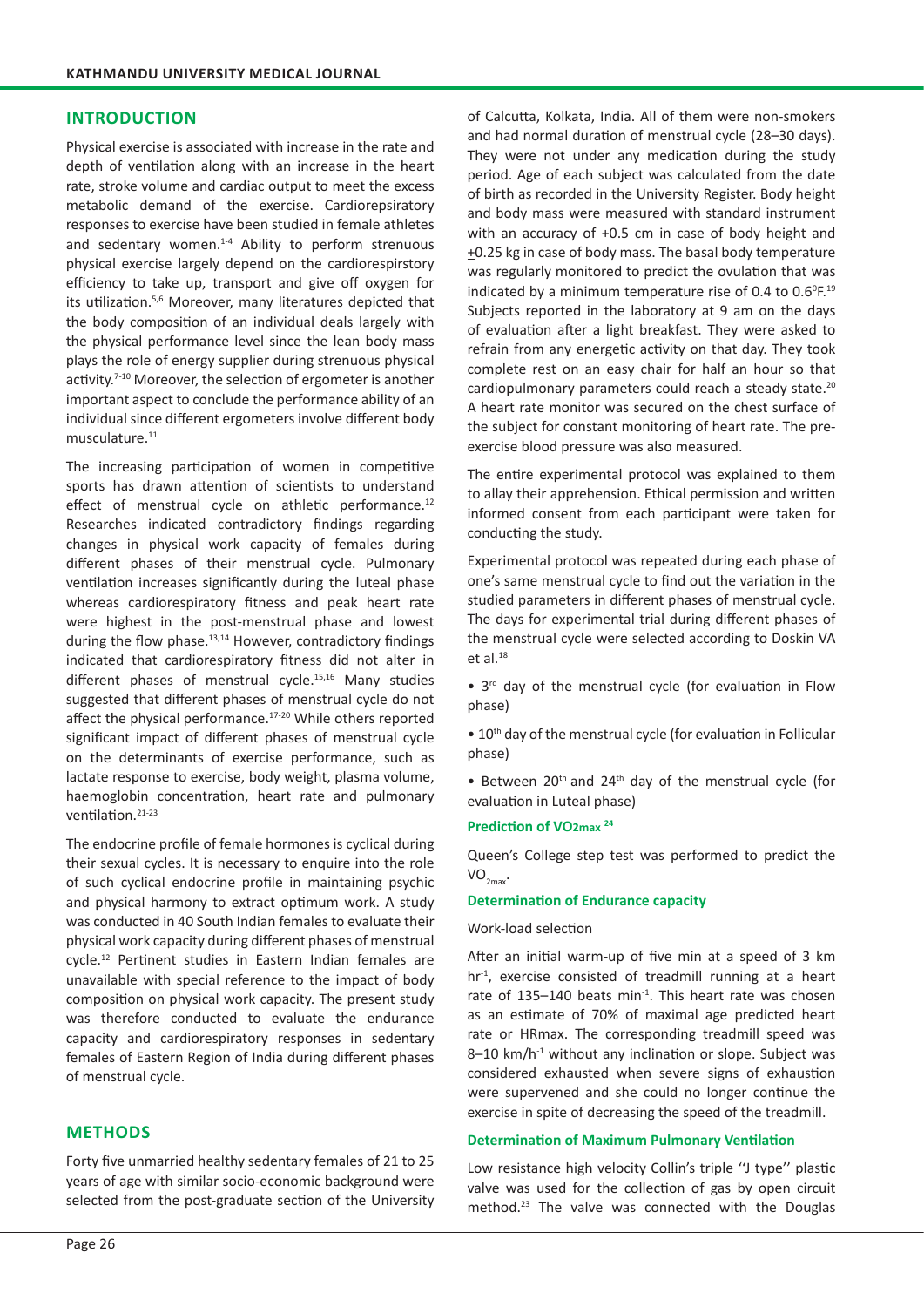## INTRODUCTION

Physical exercise is associated with increase in the rate and depth of ventilation along with an increase in the heart rate, stroke volume and cardiac output to meet the excess metabolic demand of the exercise. Cardiorepsiratory responses to exercise have been studied in female athletes and sedentary women.[1-4] Ability to perform strenuous physical exercise largely depend on the cardiorespirstory efficiency to take up, transport and give off oxygen for its utilization.[5,6] Moreover, many literatures depicted that the body composition of an individual deals largely with the physical performance level since the lean body mass plays the role of energy supplier during strenuous physical activity.[7-10] Moreover, the selection of ergometer is another important aspect to conclude the performance ability of an individual since different ergometers involve different body musculature.[11]

The increasing participation of women in competitive sports has drawn attention of scientists to understand effect of menstrual cycle on athletic performance.[12] Researches indicated contradictory findings regarding changes in physical work capacity of females during different phases of their menstrual cycle. Pulmonary ventilation increases significantly during the luteal phase whereas cardiorespiratory fitness and peak heart rate were highest in the post-menstrual phase and lowest during the flow phase.[13,14] However, contradictory findings indicated that cardiorespiratory fitness did not alter in different phases of menstrual cycle.[15,16] Many studies suggested that different phases of menstrual cycle do not affect the physical performance.[17-20] While others reported significant impact of different phases of menstrual cycle on the determinants of exercise performance, such as lactate response to exercise, body weight, plasma volume, haemoglobin concentration, heart rate and pulmonary ventilation.[21-23]

The endocrine profile of female hormones is cyclical during their sexual cycles. It is necessary to enquire into the role of such cyclical endocrine profile in maintaining psychic and physical harmony to extract optimum work. A study was conducted in 40 South Indian females to evaluate their physical work capacity during different phases of menstrual cycle.[12] Pertinent studies in Eastern Indian females are unavailable with special reference to the impact of body composition on physical work capacity. The present study was therefore conducted to evaluate the endurance capacity and cardiorespiratory responses in sedentary females of Eastern Region of India during different phases of menstrual cycle.

## METHODS

Forty five unmarried healthy sedentary females of 21 to 25 years of age with similar socio-economic background were selected from the post-graduate section of the University of Calcutta, Kolkata, India. All of them were non-smokers and had normal duration of menstrual cycle (28–30 days). They were not under any medication during the study period. Age of each subject was calculated from the date of birth as recorded in the University Register. Body height and body mass were measured with standard instrument with an accuracy of $\pm$0.5 cm in case of body height and $\pm$0.25 kg in case of body mass. The basal body temperature was regularly monitored to predict the ovulation that was indicated by a minimum temperature rise of 0.4 to 0.6$^0$F.[19] Subjects reported in the laboratory at 9 am on the days of evaluation after a light breakfast. They were asked to refrain from any energetic activity on that day. They took complete rest on an easy chair for half an hour so that cardiopulmonary parameters could reach a steady state.[20] A heart rate monitor was secured on the chest surface of the subject for constant monitoring of heart rate. The pre-exercise blood pressure was also measured.

The entire experimental protocol was explained to them to allay their apprehension. Ethical permission and written informed consent from each participant were taken for conducting the study.

Experimental protocol was repeated during each phase of one's same menstrual cycle to find out the variation in the studied parameters in different phases of menstrual cycle. The days for experimental trial during different phases of the menstrual cycle were selected according to Doskin VA et al.[18]

- 3rd day of the menstrual cycle (for evaluation in Flow phase)
- 10th day of the menstrual cycle (for evaluation in Follicular phase)
- Between 20th and 24th day of the menstrual cycle (for evaluation in Luteal phase)

#### Prediction of $VO_{2max}$ [24]

Queen's College step test was performed to predict the $VO_{2max}$.

#### Determination of Endurance capacity

Work-load selection

After an initial warm-up of five min at a speed of 3 km hr$^{-1}$, exercise consisted of treadmill running at a heart rate of 135–140 beats min$^{-1}$. This heart rate was chosen as an estimate of 70% of maximal age predicted heart rate or HRmax. The corresponding treadmill speed was 8–10 km/h$^{-1}$ without any inclination or slope. Subject was considered exhausted when severe signs of exhaustion were supervened and she could no longer continue the exercise in spite of decreasing the speed of the treadmill.

#### Determination of Maximum Pulmonary Ventilation

Low resistance high velocity Collin's triple ''J type'' plastic valve was used for the collection of gas by open circuit method.[23] The valve was connected with the Douglas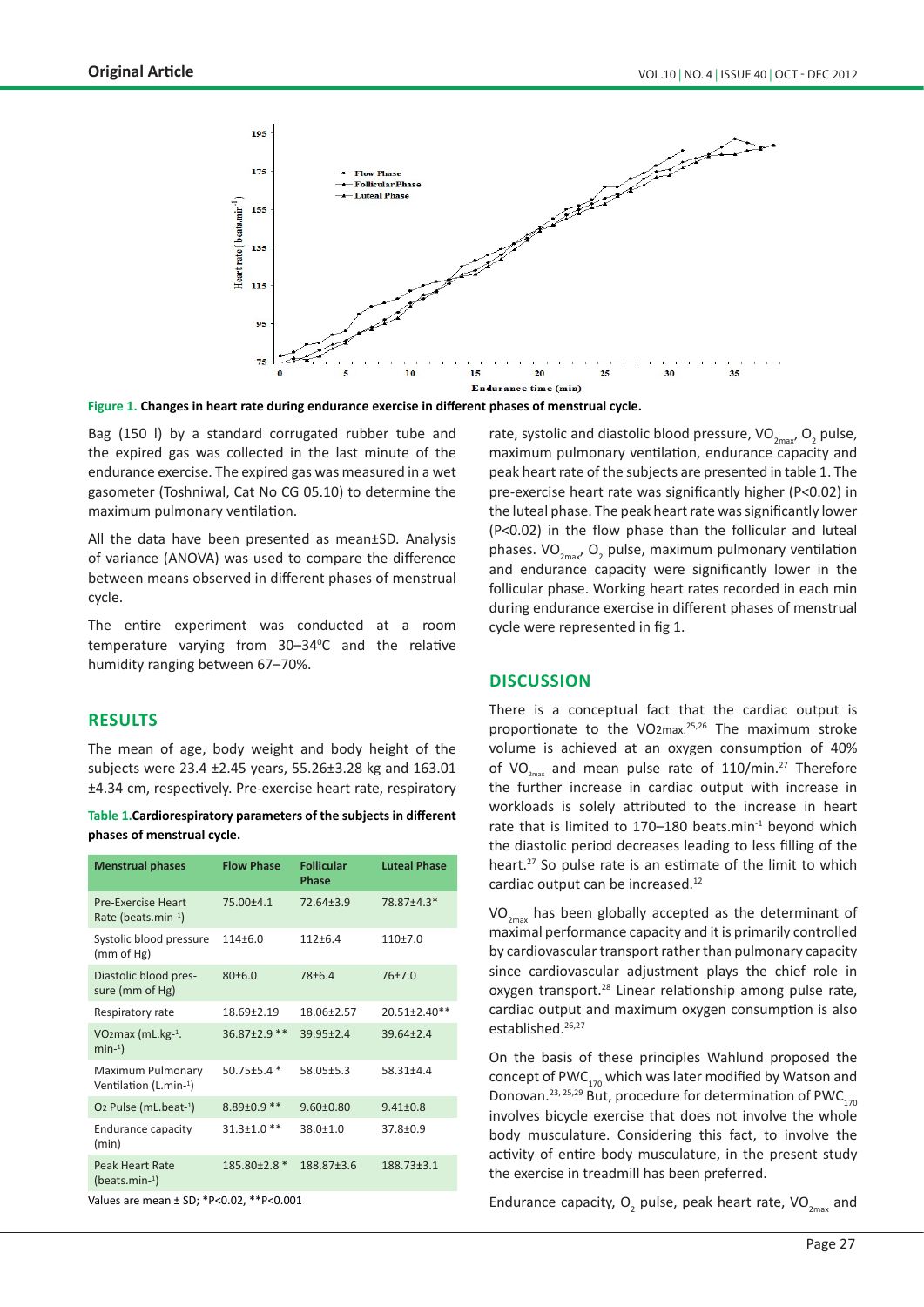**Figure 1. Changes in heart rate during endurance exercise in different phases of menstrual cycle.**

Bag (150 l) by a standard corrugated rubber tube and the expired gas was collected in the last minute of the endurance exercise. The expired gas was measured in a wet gasometer (Toshniwal, Cat No CG 05.10) to determine the maximum pulmonary ventilation.

All the data have been presented as mean±SD. Analysis of variance (ANOVA) was used to compare the difference between means observed in different phases of menstrual cycle.

The entire experiment was conducted at a room temperature varying from 30–34$^0$C and the relative humidity ranging between 67–70%.

## RESULTS

The mean of age, body weight and body height of the subjects were 23.4 ±2.45 years, 55.26±3.28 kg and 163.01 ±4.34 cm, respectively. Pre-exercise heart rate, respiratory rate, systolic and diastolic blood pressure, $VO_{2max}$, $O_2$ pulse, maximum pulmonary ventilation, endurance capacity and peak heart rate of the subjects are presented in table 1. The pre-exercise heart rate was significantly higher (P<0.02) in the luteal phase. The peak heart rate was significantly lower (P<0.02) in the flow phase than the follicular and luteal phases. $VO_{2max}$, $O_2$ pulse, maximum pulmonary ventilation and endurance capacity were significantly lower in the follicular phase. Working heart rates recorded in each min during endurance exercise in different phases of menstrual cycle were represented in fig 1.

**Table 1. Cardiorespiratory parameters of the subjects in different phases of menstrual cycle.**

| Menstrual phases | Flow Phase | Follicular Phase | Luteal Phase |
|---|---|---|---|
| Pre-Exercise Heart Rate (beats.min$^{-1}$) | 75.00±4.1 | 72.64±3.9 | 78.87±4.3* |
| Systolic blood pressure (mm of Hg) | 114±6.0 | 112±6.4 | 110±7.0 |
| Diastolic blood pressure (mm of Hg) | 80±6.0 | 78±6.4 | 76±7.0 |
| Respiratory rate | 18.69±2.19 | 18.06±2.57 | 20.51±2.40** |
| $VO_2max$ (mL.kg$^{-1}$.min$^{-1}$) | 36.87±2.9 ** | 39.95±2.4 | 39.64±2.4 |
| Maximum Pulmonary Ventilation (L.min$^{-1}$) | 50.75±5.4 * | 58.05±5.3 | 58.31±4.4 |
| $O_2$ Pulse (mL.beat$^{-1}$) | 8.89±0.9 ** | 9.60±0.80 | 9.41±0.8 |
| Endurance capacity (min) | 31.3±1.0 ** | 38.0±1.0 | 37.8±0.9 |
| Peak Heart Rate (beats.min$^{-1}$) | 185.80±2.8 * | 188.87±3.6 | 188.73±3.1 |

Values are mean ± SD; *P<0.02, **P<0.001

## DISCUSSION

There is a conceptual fact that the cardiac output is proportionate to the $VO_2max$.[25,26] The maximum stroke volume is achieved at an oxygen consumption of 40% of $VO_{2max}$ and mean pulse rate of 110/min.[27] Therefore the further increase in cardiac output with increase in workloads is solely attributed to the increase in heart rate that is limited to 170–180 beats.min$^{-1}$ beyond which the diastolic period decreases leading to less filling of the heart.[27] So pulse rate is an estimate of the limit to which cardiac output can be increased.[12]

$VO_{2max}$ has been globally accepted as the determinant of maximal performance capacity and it is primarily controlled by cardiovascular transport rather than pulmonary capacity since cardiovascular adjustment plays the chief role in oxygen transport.[28] Linear relationship among pulse rate, cardiac output and maximum oxygen consumption is also established.[26,27]

On the basis of these principles Wahlund proposed the concept of $PWC_{170}$ which was later modified by Watson and Donovan.[23, 25,29] But, procedure for determination of $PWC_{170}$ involves bicycle exercise that does not involve the whole body musculature. Considering this fact, to involve the activity of entire body musculature, in the present study the exercise in treadmill has been preferred.

Endurance capacity, $O_2$ pulse, peak heart rate, $VO_{2max}$ and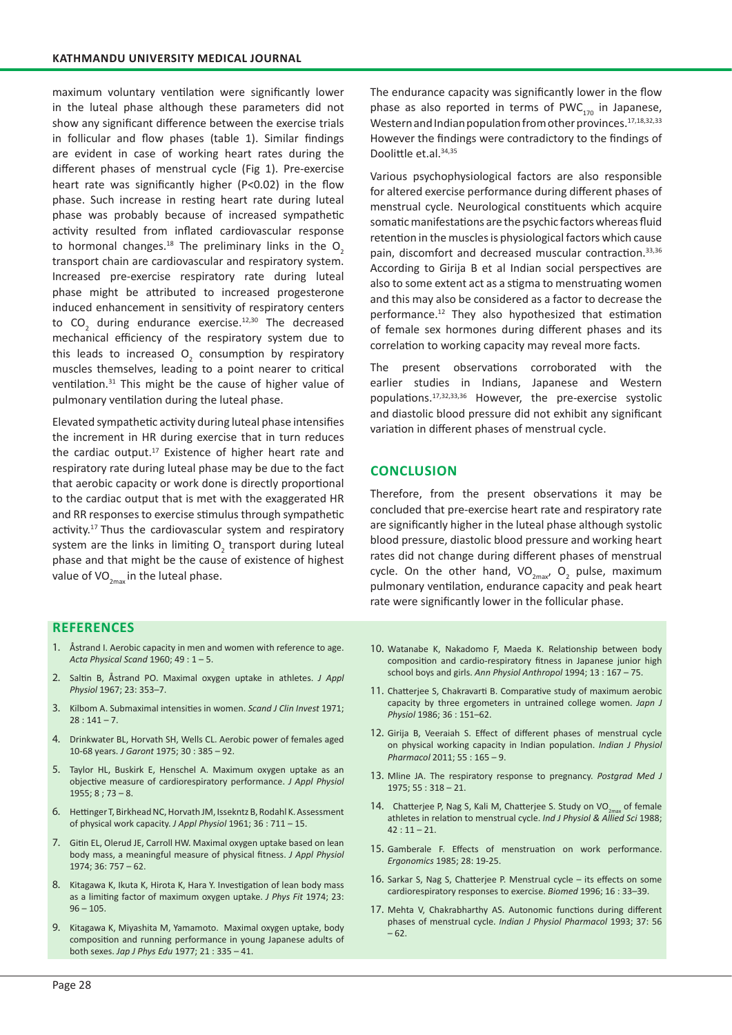maximum voluntary ventilation were significantly lower in the luteal phase although these parameters did not show any significant difference between the exercise trials in follicular and flow phases (table 1). Similar findings are evident in case of working heart rates during the different phases of menstrual cycle (Fig 1). Pre-exercise heart rate was significantly higher (P<0.02) in the flow phase. Such increase in resting heart rate during luteal phase was probably because of increased sympathetic activity resulted from inflated cardiovascular response to hormonal changes.[18] The preliminary links in the $O_2$ transport chain are cardiovascular and respiratory system. Increased pre-exercise respiratory rate during luteal phase might be attributed to increased progesterone induced enhancement in sensitivity of respiratory centers to $CO_2$ during endurance exercise.[12,30] The decreased mechanical efficiency of the respiratory system due to this leads to increased $O_2$ consumption by respiratory muscles themselves, leading to a point nearer to critical ventilation.[31] This might be the cause of higher value of pulmonary ventilation during the luteal phase.

Elevated sympathetic activity during luteal phase intensifies the increment in HR during exercise that in turn reduces the cardiac output.[17] Existence of higher heart rate and respiratory rate during luteal phase may be due to the fact that aerobic capacity or work done is directly proportional to the cardiac output that is met with the exaggerated HR and RR responses to exercise stimulus through sympathetic activity.[17] Thus the cardiovascular system and respiratory system are the links in limiting $O_2$ transport during luteal phase and that might be the cause of existence of highest value of $VO_{2max}$ in the luteal phase.

The endurance capacity was significantly lower in the flow phase as also reported in terms of $PWC_{170}$ in Japanese, Western and Indian population from other provinces.[17,18,32,33] However the findings were contradictory to the findings of Doolittle et.al.[34,35]

Various psychophysiological factors are also responsible for altered exercise performance during different phases of menstrual cycle. Neurological constituents which acquire somatic manifestations are the psychic factors whereas fluid retention in the muscles is physiological factors which cause pain, discomfort and decreased muscular contraction.[33,36] According to Girija B et al Indian social perspectives are also to some extent act as a stigma to menstruating women and this may also be considered as a factor to decrease the performance.[12] They also hypothesized that estimation of female sex hormones during different phases and its correlation to working capacity may reveal more facts.

The present observations corroborated with the earlier studies in Indians, Japanese and Western populations.[17,32,33,36] However, the pre-exercise systolic and diastolic blood pressure did not exhibit any significant variation in different phases of menstrual cycle.

## CONCLUSION

Therefore, from the present observations it may be concluded that pre-exercise heart rate and respiratory rate are significantly higher in the luteal phase although systolic blood pressure, diastolic blood pressure and working heart rates did not change during different phases of menstrual cycle. On the other hand, $VO_{2max}$, $O_2$ pulse, maximum pulmonary ventilation, endurance capacity and peak heart rate were significantly lower in the follicular phase.

## REFERENCES

1. Åstrand I. Aerobic capacity in men and women with reference to age. *Acta Physical Scand* 1960; 49 : 1 – 5.
2. Saltin B, Åstrand PO. Maximal oxygen uptake in athletes. *J Appl Physiol* 1967; 23: 353–7.
3. Kilbom A. Submaximal intensities in women. *Scand J Clin Invest* 1971; 28 : 141 – 7.
4. Drinkwater BL, Horvath SH, Wells CL. Aerobic power of females aged 10-68 years. *J Garont* 1975; 30 : 385 – 92.
5. Taylor HL, Buskirk E, Henschel A. Maximum oxygen uptake as an objective measure of cardiorespiratory performance. *J Appl Physiol* 1955; 8 ; 73 – 8.
6. Hettinger T, Birkhead NC, Horvath JM, Issekntz B, Rodahl K. Assessment of physical work capacity. *J Appl Physiol* 1961; 36 : 711 – 15.
7. Gitin EL, Olerud JE, Carroll HW. Maximal oxygen uptake based on lean body mass, a meaningful measure of physical fitness. *J Appl Physiol* 1974; 36: 757 – 62.
8. Kitagawa K, Ikuta K, Hirota K, Hara Y. Investigation of lean body mass as a limiting factor of maximum oxygen uptake. *J Phys Fit* 1974; 23: 96 – 105.
9. Kitagawa K, Miyashita M, Yamamoto. Maximal oxygen uptake, body composition and running performance in young Japanese adults of both sexes. *Jap J Phys Edu* 1977; 21 : 335 – 41.
10. Watanabe K, Nakadomo F, Maeda K. Relationship between body composition and cardio-respiratory fitness in Japanese junior high school boys and girls. *Ann Physiol Anthropol* 1994; 13 : 167 – 75.
11. Chatterjee S, Chakravarti B. Comparative study of maximum aerobic capacity by three ergometers in untrained college women. *Japn J Physiol* 1986; 36 : 151–62.
12. Girija B, Veeraiah S. Effect of different phases of menstrual cycle on physical working capacity in Indian population. *Indian J Physiol Pharmacol* 2011; 55 : 165 – 9.
13. Mline JA. The respiratory response to pregnancy. *Postgrad Med J* 1975; 55 : 318 – 21.
14. Chatterjee P, Nag S, Kali M, Chatterjee S. Study on $VO_{2max}$ of female athletes in relation to menstrual cycle. *Ind J Physiol & Allied Sci* 1988; 42 : 11 – 21.
15. Gamberale F. Effects of menstruation on work performance. *Ergonomics* 1985; 28: 19-25.
16. Sarkar S, Nag S, Chatterjee P. Menstrual cycle – its effects on some cardiorespiratory responses to exercise. *Biomed* 1996; 16 : 33–39.
17. Mehta V, Chakrabharthy AS. Autonomic functions during different phases of menstrual cycle. *Indian J Physiol Pharmacol* 1993; 37: 56 – 62.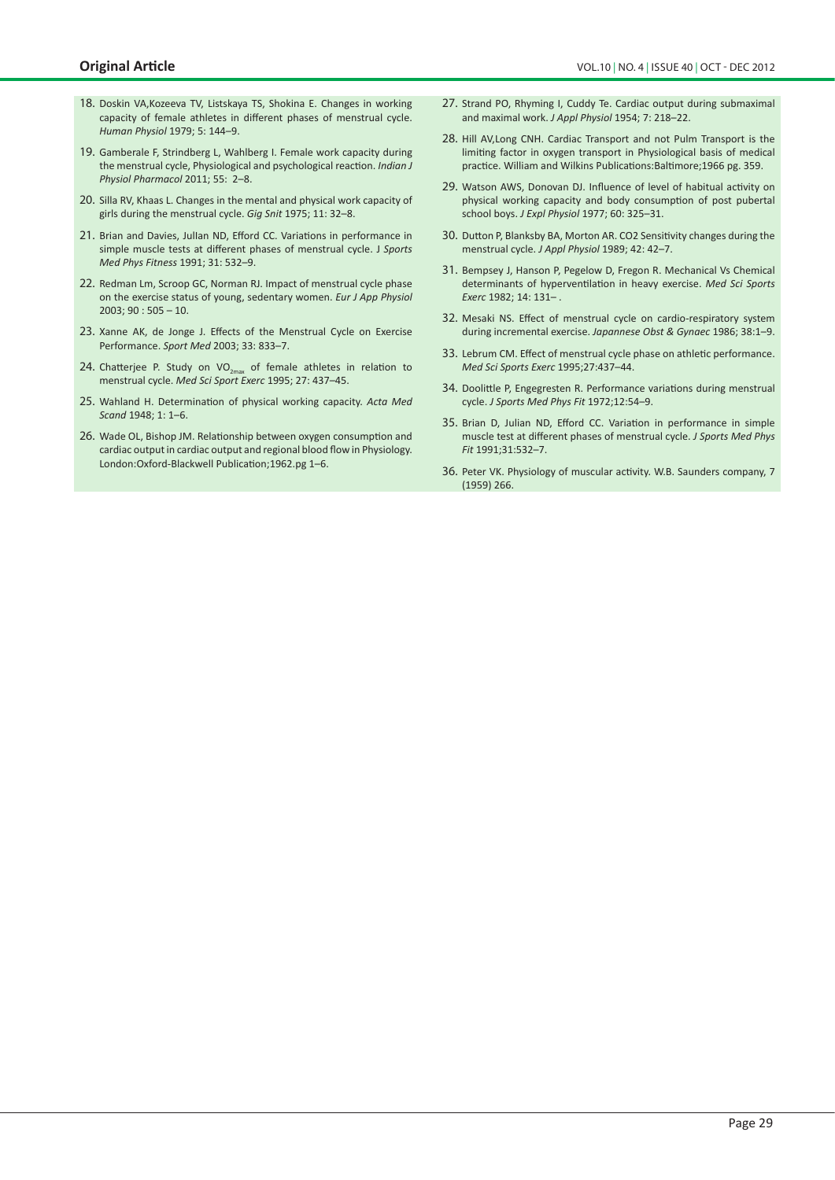18. Doskin VA,Kozeeva TV, Listskaya TS, Shokina E. Changes in working capacity of female athletes in different phases of menstrual cycle. *Human Physiol* 1979; 5: 144–9.
19. Gamberale F, Strindberg L, Wahlberg I. Female work capacity during the menstrual cycle, Physiological and psychological reaction. *Indian J Physiol Pharmacol* 2011; 55: 2–8.
20. Silla RV, Khaas L. Changes in the mental and physical work capacity of girls during the menstrual cycle. *Gig Snit* 1975; 11: 32–8.
21. Brian and Davies, Jullan ND, Efford CC. Variations in performance in simple muscle tests at different phases of menstrual cycle. J *Sports Med Phys Fitness* 1991; 31: 532–9.
22. Redman Lm, Scroop GC, Norman RJ. Impact of menstrual cycle phase on the exercise status of young, sedentary women. *Eur J App Physiol* 2003; 90 : 505 – 10.
23. Xanne AK, de Jonge J. Effects of the Menstrual Cycle on Exercise Performance. *Sport Med* 2003; 33: 833–7.
24. Chatterjee P. Study on $VO_{2max}$ of female athletes in relation to menstrual cycle. *Med Sci Sport Exerc* 1995; 27: 437–45.
25. Wahland H. Determination of physical working capacity. *Acta Med Scand* 1948; 1: 1–6.
26. Wade OL, Bishop JM. Relationship between oxygen consumption and cardiac output in cardiac output and regional blood flow in Physiology. London:Oxford-Blackwell Publication;1962.pg 1–6.
27. Strand PO, Rhyming I, Cuddy Te. Cardiac output during submaximal and maximal work. *J Appl Physiol* 1954; 7: 218–22.
28. Hill AV,Long CNH. Cardiac Transport and not Pulm Transport is the limiting factor in oxygen transport in Physiological basis of medical practice. William and Wilkins Publications:Baltimore;1966 pg. 359.
29. Watson AWS, Donovan DJ. Influence of level of habitual activity on physical working capacity and body consumption of post pubertal school boys. *J Expl Physiol* 1977; 60: 325–31.
30. Dutton P, Blanksby BA, Morton AR. CO2 Sensitivity changes during the menstrual cycle. *J Appl Physiol* 1989; 42: 42–7.
31. Bempsey J, Hanson P, Pegelow D, Fregon R. Mechanical Vs Chemical determinants of hyperventilation in heavy exercise. *Med Sci Sports Exerc* 1982; 14: 131– .
32. Mesaki NS. Effect of menstrual cycle on cardio-respiratory system during incremental exercise. *Japannese Obst & Gynaec* 1986; 38:1–9.
33. Lebrum CM. Effect of menstrual cycle phase on athletic performance. *Med Sci Sports Exerc* 1995;27:437–44.
34. Doolittle P, Engegresten R. Performance variations during menstrual cycle. *J Sports Med Phys Fit* 1972;12:54–9.
35. Brian D, Julian ND, Efford CC. Variation in performance in simple muscle test at different phases of menstrual cycle. *J Sports Med Phys Fit* 1991;31:532–7.
36. Peter VK. Physiology of muscular activity. W.B. Saunders company, 7 (1959) 266.